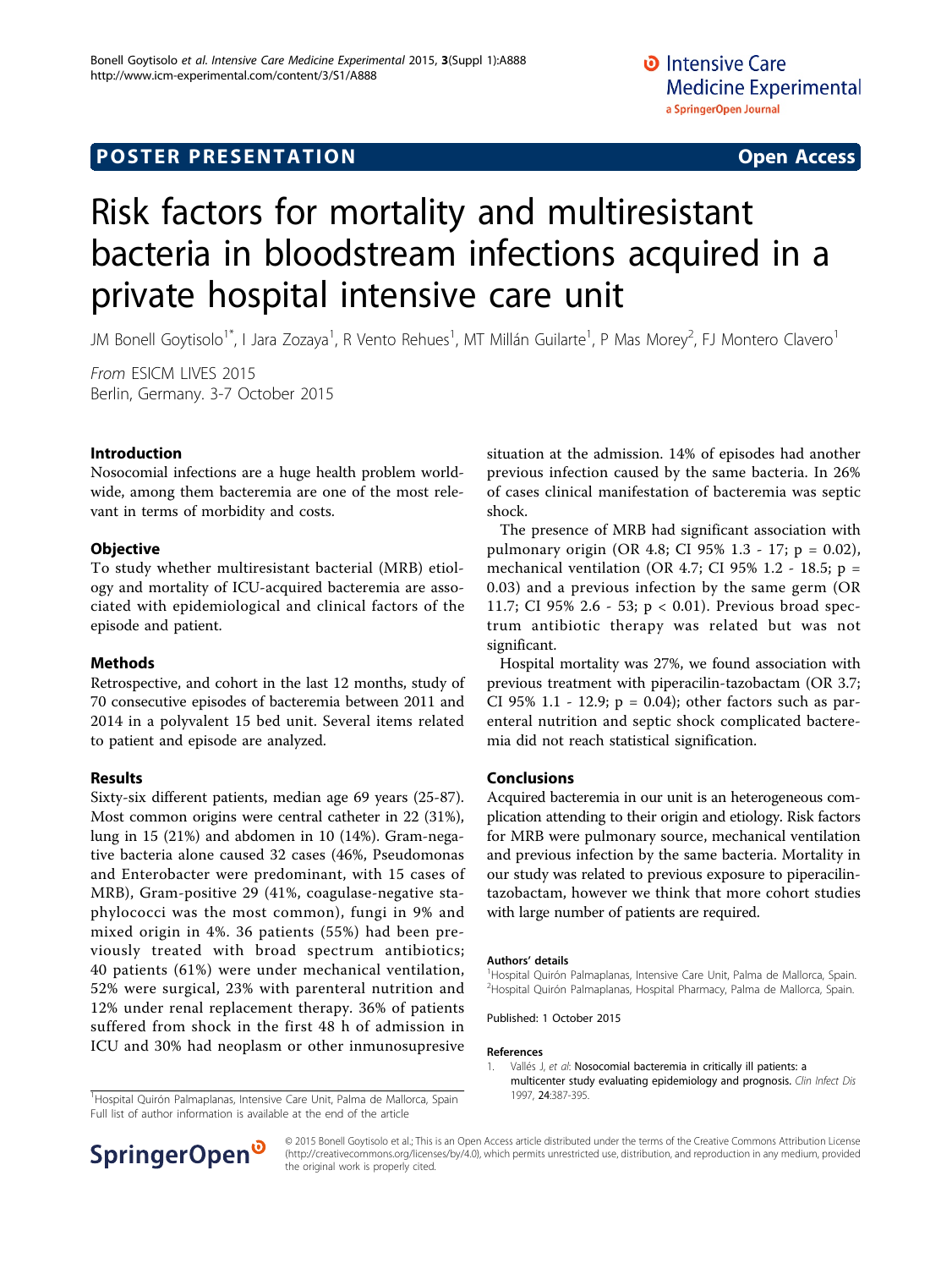POSTER PRESENTATION Open Access

# Risk factors for mortality and multiresistant bacteria in bloodstream infections acquired in a private hospital intensive care unit

JM Bonell Goytisolo[1*], I Jara Zozaya[1], R Vento Rehues[1], MT Millán Guilarte[1], P Mas Morey[2], FJ Montero Clavero[1]

*From* ESICM LIVES 2015
Berlin, Germany. 3-7 October 2015

## Introduction

Nosocomial infections are a huge health problem worldwide, among them bacteremia are one of the most relevant in terms of morbidity and costs.

## Objective

To study whether multiresistant bacterial (MRB) etiology and mortality of ICU-acquired bacteremia are associated with epidemiological and clinical factors of the episode and patient.

## Methods

Retrospective, and cohort in the last 12 months, study of 70 consecutive episodes of bacteremia between 2011 and 2014 in a polyvalent 15 bed unit. Several items related to patient and episode are analyzed.

## Results

Sixty-six different patients, median age 69 years (25-87). Most common origins were central catheter in 22 (31%), lung in 15 (21%) and abdomen in 10 (14%). Gram-negative bacteria alone caused 32 cases (46%, Pseudomonas and Enterobacter were predominant, with 15 cases of MRB), Gram-positive 29 (41%, coagulase-negative staphylococci was the most common), fungi in 9% and mixed origin in 4%. 36 patients (55%) had been previously treated with broad spectrum antibiotics; 40 patients (61%) were under mechanical ventilation, 52% were surgical, 23% with parenteral nutrition and 12% under renal replacement therapy. 36% of patients suffered from shock in the first 48 h of admission in ICU and 30% had neoplasm or other inmunosupresive situation at the admission. 14% of episodes had another previous infection caused by the same bacteria. In 26% of cases clinical manifestation of bacteremia was septic shock.

The presence of MRB had significant association with pulmonary origin (OR 4.8; CI 95% 1.3 - 17; $p = 0.02$), mechanical ventilation (OR 4.7; CI 95% 1.2 - 18.5; $p = 0.03$) and a previous infection by the same germ (OR 11.7; CI 95% 2.6 - 53; $p < 0.01$). Previous broad spectrum antibiotic therapy was related but was not significant.

Hospital mortality was 27%, we found association with previous treatment with piperacilin-tazobactam (OR 3.7; CI 95% 1.1 - 12.9; $p = 0.04$); other factors such as parenteral nutrition and septic shock complicated bacteremia did not reach statistical signification.

## Conclusions

Acquired bacteremia in our unit is an heterogeneous complication attending to their origin and etiology. Risk factors for MRB were pulmonary source, mechanical ventilation and previous infection by the same bacteria. Mortality in our study was related to previous exposure to piperacilin-tazobactam, however we think that more cohort studies with large number of patients are required.

### Authors' details

[1]Hospital Quirón Palmaplanas, Intensive Care Unit, Palma de Mallorca, Spain.
[2]Hospital Quirón Palmaplanas, Hospital Pharmacy, Palma de Mallorca, Spain.

Published: 1 October 2015

### References

1. Vallés J, *et al*: Nosocomial bacteremia in critically ill patients: a multicenter study evaluating epidemiology and prognosis. *Clin Infect Dis* 1997, **24**:387-395.

[1]Hospital Quirón Palmaplanas, Intensive Care Unit, Palma de Mallorca, Spain
Full list of author information is available at the end of the article

© 2015 Bonell Goytisolo et al.; This is an Open Access article distributed under the terms of the Creative Commons Attribution License (http://creativecommons.org/licenses/by/4.0), which permits unrestricted use, distribution, and reproduction in any medium, provided the original work is properly cited.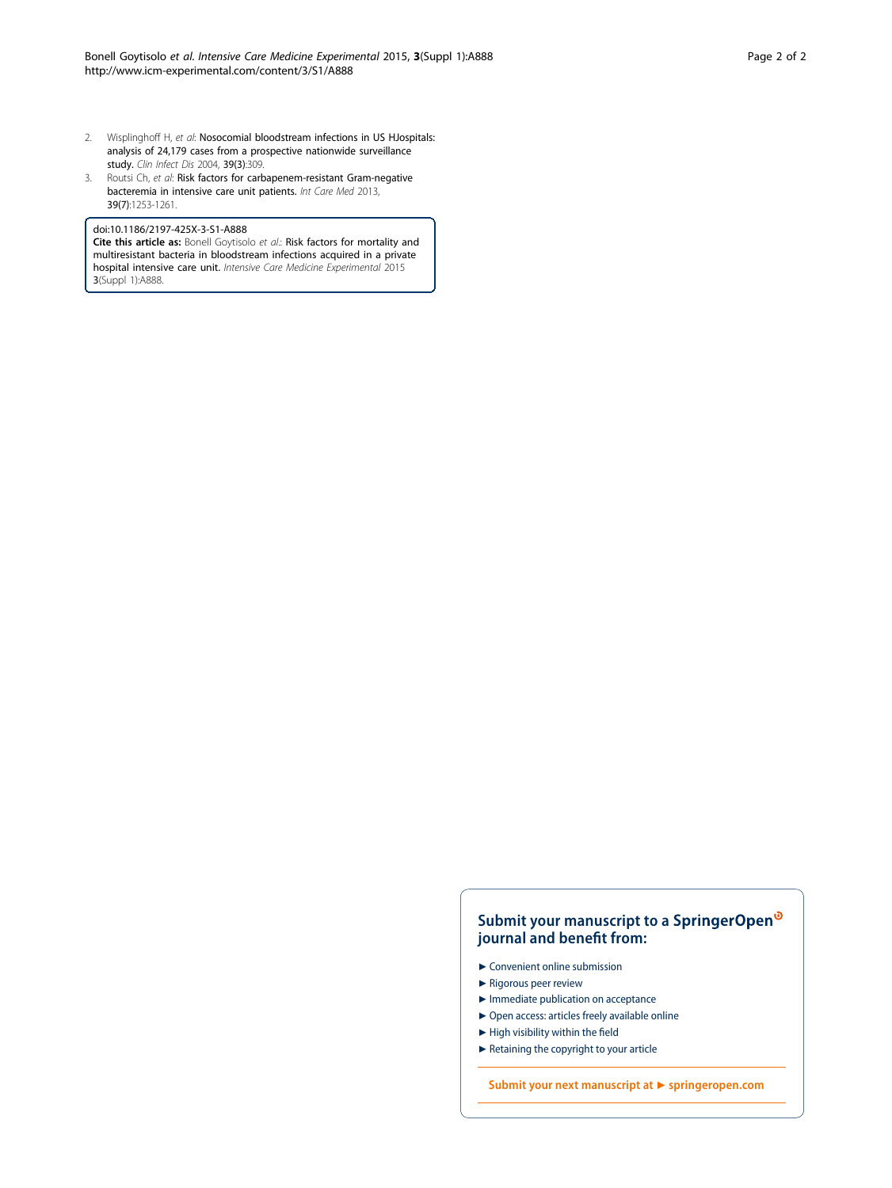2. Wisplinghoff H, *et al*: **Nosocomial bloodstream infections in US HJospitals: analysis of 24,179 cases from a prospective nationwide surveillance study.** *Clin Infect Dis* 2004, **39(3)**:309.
3. Routsi Ch, *et al*: **Risk factors for carbapenem-resistant Gram-negative bacteremia in intensive care unit patients.** *Int Care Med* 2013, **39(7)**:1253-1261.

doi:10.1186/2197-425X-3-S1-A888
**Cite this article as:** Bonell Goytisolo *et al.*: **Risk factors for mortality and multiresistant bacteria in bloodstream infections acquired in a private hospital intensive care unit.** *Intensive Care Medicine Experimental* 2015 **3**(Suppl 1):A888.

**Submit your manuscript to a SpringerOpen journal and benefit from:**

- ► Convenient online submission
- ► Rigorous peer review
- ► Immediate publication on acceptance
- ► Open access: articles freely available online
- ► High visibility within the field
- ► Retaining the copyright to your article

**Submit your next manuscript at ► springeropen.com**